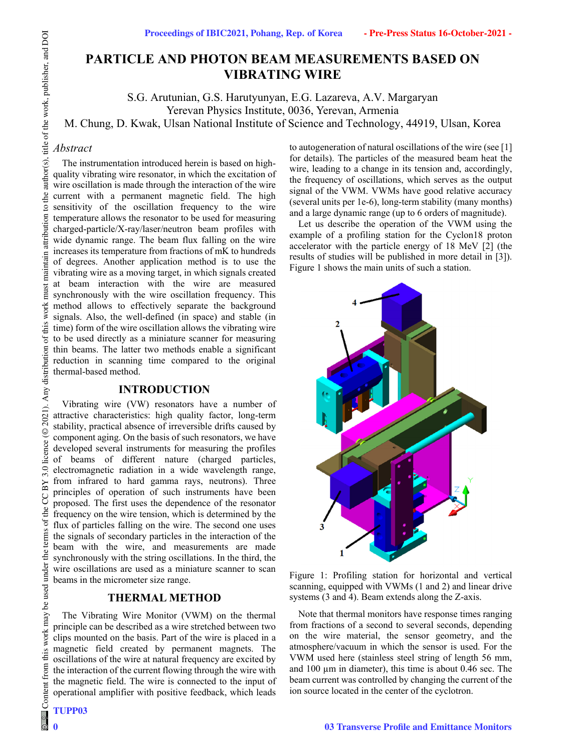# PARTICLE AND PHOTON BEAM MEASUREMENTS BASED ON VIBRATING WIRE

S.G. Arutunian, G.S. Harutyunyan, E.G. Lazareva, A.V. Margaryan
Yerevan Physics Institute, 0036, Yerevan, Armenia
M. Chung, D. Kwak, Ulsan National Institute of Science and Technology, 44919, Ulsan, Korea

## *Abstract*

The instrumentation introduced herein is based on high-quality vibrating wire resonator, in which the excitation of wire oscillation is made through the interaction of the wire current with a permanent magnetic field. The high sensitivity of the oscillation frequency to the wire temperature allows the resonator to be used for measuring charged-particle/X-ray/laser/neutron beam profiles with wide dynamic range. The beam flux falling on the wire increases its temperature from fractions of mK to hundreds of degrees. Another application method is to use the vibrating wire as a moving target, in which signals created at beam interaction with the wire are measured synchronously with the wire oscillation frequency. This method allows to effectively separate the background signals. Also, the well-defined (in space) and stable (in time) form of the wire oscillation allows the vibrating wire to be used directly as a miniature scanner for measuring thin beams. The latter two methods enable a significant reduction in scanning time compared to the original thermal-based method.

## INTRODUCTION

Vibrating wire (VW) resonators have a number of attractive characteristics: high quality factor, long-term stability, practical absence of irreversible drifts caused by component aging. On the basis of such resonators, we have developed several instruments for measuring the profiles of beams of different nature (charged particles, electromagnetic radiation in a wide wavelength range, from infrared to hard gamma rays, neutrons). Three principles of operation of such instruments have been proposed. The first uses the dependence of the resonator frequency on the wire tension, which is determined by the flux of particles falling on the wire. The second one uses the signals of secondary particles in the interaction of the beam with the wire, and measurements are made synchronously with the string oscillations. In the third, the wire oscillations are used as a miniature scanner to scan beams in the micrometer size range.

## THERMAL METHOD

The Vibrating Wire Monitor (VWM) on the thermal principle can be described as a wire stretched between two clips mounted on the basis. Part of the wire is placed in a magnetic field created by permanent magnets. The oscillations of the wire at natural frequency are excited by the interaction of the current flowing through the wire with the magnetic field. The wire is connected to the input of operational amplifier with positive feedback, which leads to autogeneration of natural oscillations of the wire (see [1] for details). The particles of the measured beam heat the wire, leading to a change in its tension and, accordingly, the frequency of oscillations, which serves as the output signal of the VWM. VWMs have good relative accuracy (several units per 1e-6), long-term stability (many months) and a large dynamic range (up to 6 orders of magnitude).

Let us describe the operation of the VWM using the example of a profiling station for the Cyclon18 proton accelerator with the particle energy of 18 MeV [2] (the results of studies will be published in more detail in [3]). Figure 1 shows the main units of such a station.

Figure 1: Profiling station for horizontal and vertical scanning, equipped with VWMs (1 and 2) and linear drive systems (3 and 4). Beam extends along the Z-axis.

Note that thermal monitors have response times ranging from fractions of a second to several seconds, depending on the wire material, the sensor geometry, and the atmosphere/vacuum in which the sensor is used. For the VWM used here (stainless steel string of length 56 mm, and 100 µm in diameter), this time is about 0.46 sec. The beam current was controlled by changing the current of the ion source located in the center of the cyclotron.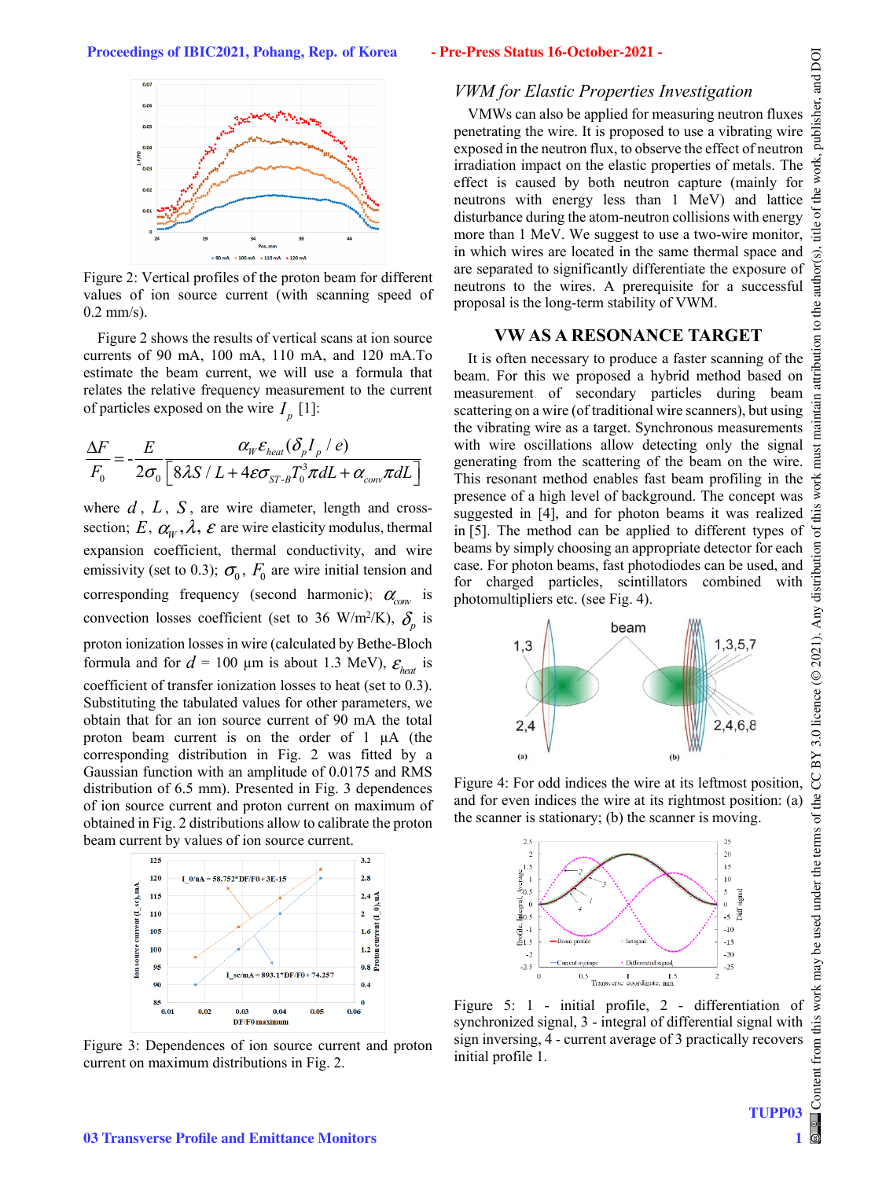Figure 2: Vertical profiles of the proton beam for different values of ion source current (with scanning speed of 0.2 mm/s).

Figure 2 shows the results of vertical scans at ion source currents of 90 mA, 100 mA, 110 mA, and 120 mA.To estimate the beam current, we will use a formula that relates the relative frequency measurement to the current of particles exposed on the wire $I_p$ [1]:

$$\frac{\Delta F}{F_0} = -\frac{E}{2\sigma_0} \frac{\alpha_W \varepsilon_{heat} (\delta_p I_p / e)}{\left[ 8\lambda S / L + 4\varepsilon\sigma_{ST\text{-}B} T_0^3 \pi dL + \alpha_{conv} \pi dL \right]}$$

where $d$, $L$, $S$, are wire diameter, length and cross-section; $E$, $\alpha_W$, $\lambda$, $\varepsilon$ are wire elasticity modulus, thermal expansion coefficient, thermal conductivity, and wire emissivity (set to 0.3); $\sigma_0$, $F_0$ are wire initial tension and corresponding frequency (second harmonic); $\alpha_{conv}$ is convection losses coefficient (set to 36 W/m$^2$/K), $\delta_p$ is proton ionization losses in wire (calculated by Bethe-Bloch formula and for $d$ = 100 µm is about 1.3 MeV), $\varepsilon_{heat}$ is coefficient of transfer ionization losses to heat (set to 0.3). Substituting the tabulated values for other parameters, we obtain that for an ion source current of 90 mA the total proton beam current is on the order of 1 µA (the corresponding distribution in Fig. 2 was fitted by a Gaussian function with an amplitude of 0.0175 and RMS distribution of 6.5 mm). Presented in Fig. 3 dependences of ion source current and proton current on maximum of obtained in Fig. 2 distributions allow to calibrate the proton beam current by values of ion source current.

Figure 3: Dependences of ion source current and proton current on maximum distributions in Fig. 2.

### VWM for Elastic Properties Investigation

VMWs can also be applied for measuring neutron fluxes penetrating the wire. It is proposed to use a vibrating wire exposed in the neutron flux, to observe the effect of neutron irradiation impact on the elastic properties of metals. The effect is caused by both neutron capture (mainly for neutrons with energy less than 1 MeV) and lattice disturbance during the atom-neutron collisions with energy more than 1 MeV. We suggest to use a two-wire monitor, in which wires are located in the same thermal space and are separated to significantly differentiate the exposure of neutrons to the wires. A prerequisite for a successful proposal is the long-term stability of VWM.

## VW AS A RESONANCE TARGET

It is often necessary to produce a faster scanning of the beam. For this we proposed a hybrid method based on measurement of secondary particles during beam scattering on a wire (of traditional wire scanners), but using the vibrating wire as a target. Synchronous measurements with wire oscillations allow detecting only the signal generating from the scattering of the beam on the wire. This resonant method enables fast beam profiling in the presence of a high level of background. The concept was suggested in [4], and for photon beams it was realized in [5]. The method can be applied to different types of beams by simply choosing an appropriate detector for each case. For photon beams, fast photodiodes can be used, and for charged particles, scintillators combined with photomultipliers etc. (see Fig. 4).

Figure 4: For odd indices the wire at its leftmost position, and for even indices the wire at its rightmost position: (a) the scanner is stationary; (b) the scanner is moving.

Figure 5: 1 - initial profile, 2 - differentiation of synchronized signal, 3 - integral of differential signal with sign inversing, 4 - current average of 3 practically recovers initial profile 1.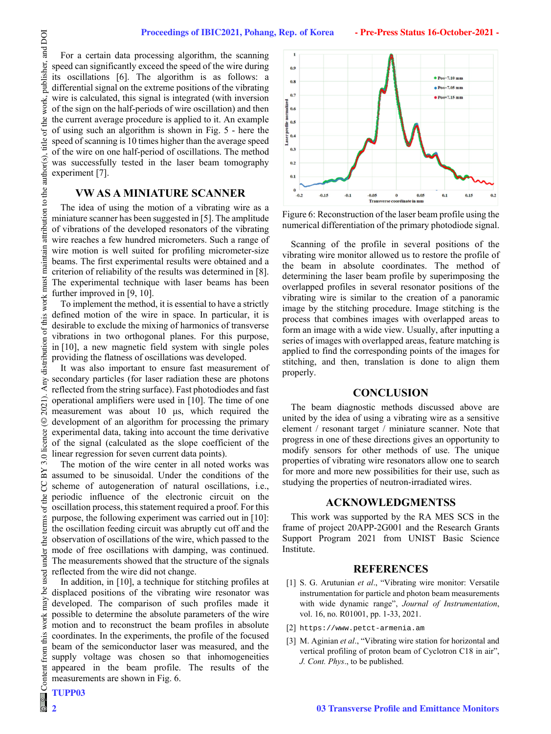For a certain data processing algorithm, the scanning speed can significantly exceed the speed of the wire during its oscillations [6]. The algorithm is as follows: a differential signal on the extreme positions of the vibrating wire is calculated, this signal is integrated (with inversion of the sign on the half-periods of wire oscillation) and then the current average procedure is applied to it. An example of using such an algorithm is shown in Fig. 5 - here the speed of scanning is 10 times higher than the average speed of the wire on one half-period of oscillations. The method was successfully tested in the laser beam tomography experiment [7].

## VW AS A MINIATURE SCANNER

The idea of using the motion of a vibrating wire as a miniature scanner has been suggested in [5]. The amplitude of vibrations of the developed resonators of the vibrating wire reaches a few hundred micrometers. Such a range of wire motion is well suited for profiling micrometer-size beams. The first experimental results were obtained and a criterion of reliability of the results was determined in [8]. The experimental technique with laser beams has been further improved in [9, 10].

To implement the method, it is essential to have a strictly defined motion of the wire in space. In particular, it is desirable to exclude the mixing of harmonics of transverse vibrations in two orthogonal planes. For this purpose, in [10], a new magnetic field system with single poles providing the flatness of oscillations was developed.

It was also important to ensure fast measurement of secondary particles (for laser radiation these are photons reflected from the string surface). Fast photodiodes and fast operational amplifiers were used in [10]. The time of one measurement was about 10 μs, which required the development of an algorithm for processing the primary experimental data, taking into account the time derivative of the signal (calculated as the slope coefficient of the linear regression for seven current data points).

The motion of the wire center in all noted works was assumed to be sinusoidal. Under the conditions of the scheme of autogeneration of natural oscillations, i.e., periodic influence of the electronic circuit on the oscillation process, this statement required a proof. For this purpose, the following experiment was carried out in [10]: the oscillation feeding circuit was abruptly cut off and the observation of oscillations of the wire, which passed to the mode of free oscillations with damping, was continued. The measurements showed that the structure of the signals reflected from the wire did not change.

In addition, in [10], a technique for stitching profiles at displaced positions of the vibrating wire resonator was developed. The comparison of such profiles made it possible to determine the absolute parameters of the wire motion and to reconstruct the beam profiles in absolute coordinates. In the experiments, the profile of the focused beam of the semiconductor laser was measured, and the supply voltage was chosen so that inhomogeneities appeared in the beam profile. The results of the measurements are shown in Fig. 6.

Figure 6: Reconstruction of the laser beam profile using the numerical differentiation of the primary photodiode signal.

Scanning of the profile in several positions of the vibrating wire monitor allowed us to restore the profile of the beam in absolute coordinates. The method of determining the laser beam profile by superimposing the overlapped profiles in several resonator positions of the vibrating wire is similar to the creation of a panoramic image by the stitching procedure. Image stitching is the process that combines images with overlapped areas to form an image with a wide view. Usually, after inputting a series of images with overlapped areas, feature matching is applied to find the corresponding points of the images for stitching, and then, translation is done to align them properly.

## CONCLUSION

The beam diagnostic methods discussed above are united by the idea of using a vibrating wire as a sensitive element / resonant target / miniature scanner. Note that progress in one of these directions gives an opportunity to modify sensors for other methods of use. The unique properties of vibrating wire resonators allow one to search for more and more new possibilities for their use, such as studying the properties of neutron-irradiated wires.

## ACKNOWLEDGMENTSS

This work was supported by the RA MES SCS in the frame of project 20APP-2G001 and the Research Grants Support Program 2021 from UNIST Basic Science Institute.

## REFERENCES

[1] S. G. Arutunian *et al*., "Vibrating wire monitor: Versatile instrumentation for particle and photon beam measurements with wide dynamic range", *Journal of Instrumentation*, vol. 16, no. R01001, pp. 1-33, 2021.

[2] https://www.petct-armenia.am

[3] M. Aginian *et al*., "Vibrating wire station for horizontal and vertical profiling of proton beam of Cyclotron C18 in air", *J. Cont. Phys*., to be published.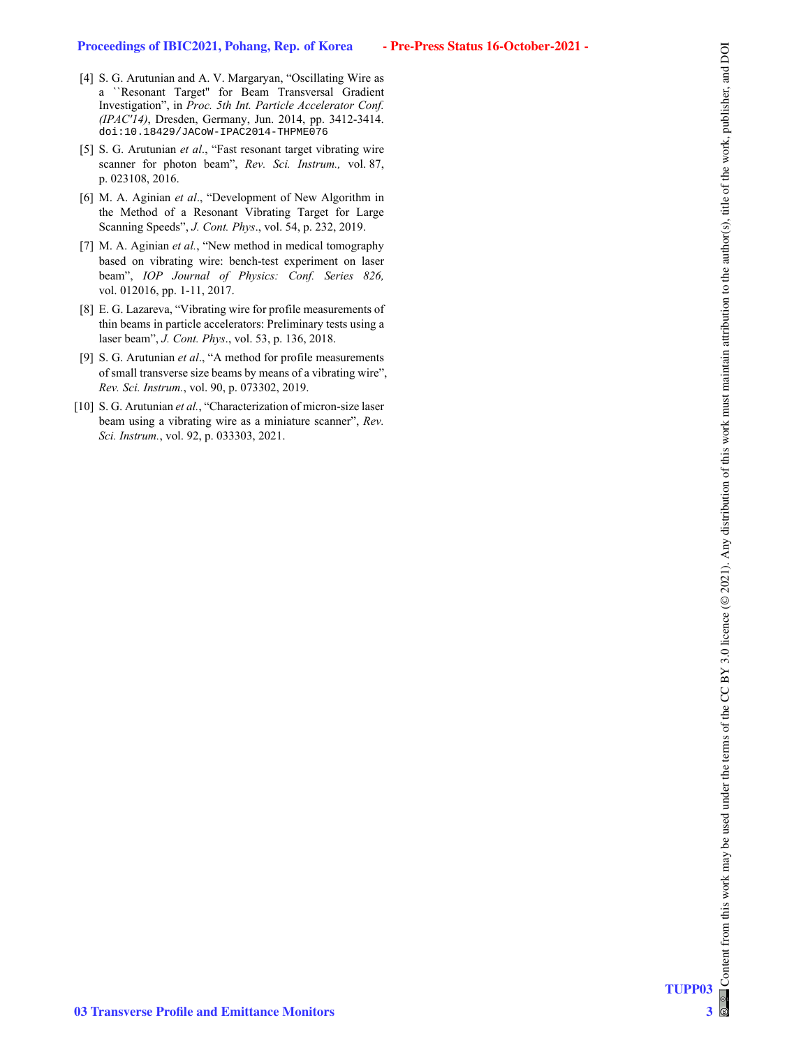[4] S. G. Arutunian and A. V. Margaryan, "Oscillating Wire as a ``Resonant Target" for Beam Transversal Gradient Investigation", in *Proc. 5th Int. Particle Accelerator Conf. (IPAC'14)*, Dresden, Germany, Jun. 2014, pp. 3412-3414. doi:10.18429/JACoW-IPAC2014-THPME076

[5] S. G. Arutunian *et al*., "Fast resonant target vibrating wire scanner for photon beam", *Rev. Sci. Instrum.,* vol. 87, p. 023108, 2016.

[6] M. A. Aginian *et al*., "Development of New Algorithm in the Method of a Resonant Vibrating Target for Large Scanning Speeds", *J. Cont. Phys*., vol. 54, p. 232, 2019.

[7] M. A. Aginian *et al.*, "New method in medical tomography based on vibrating wire: bench-test experiment on laser beam", *IOP Journal of Physics: Conf. Series 826,* vol. 012016, pp. 1-11, 2017.

[8] E. G. Lazareva, "Vibrating wire for profile measurements of thin beams in particle accelerators: Preliminary tests using a laser beam", *J. Cont. Phys*., vol. 53, p. 136, 2018.

[9] S. G. Arutunian *et al*., "A method for profile measurements of small transverse size beams by means of a vibrating wire", *Rev. Sci. Instrum.*, vol. 90, p. 073302, 2019.

[10] S. G. Arutunian *et al.*, "Characterization of micron-size laser beam using a vibrating wire as a miniature scanner", *Rev. Sci. Instrum.*, vol. 92, p. 033303, 2021.